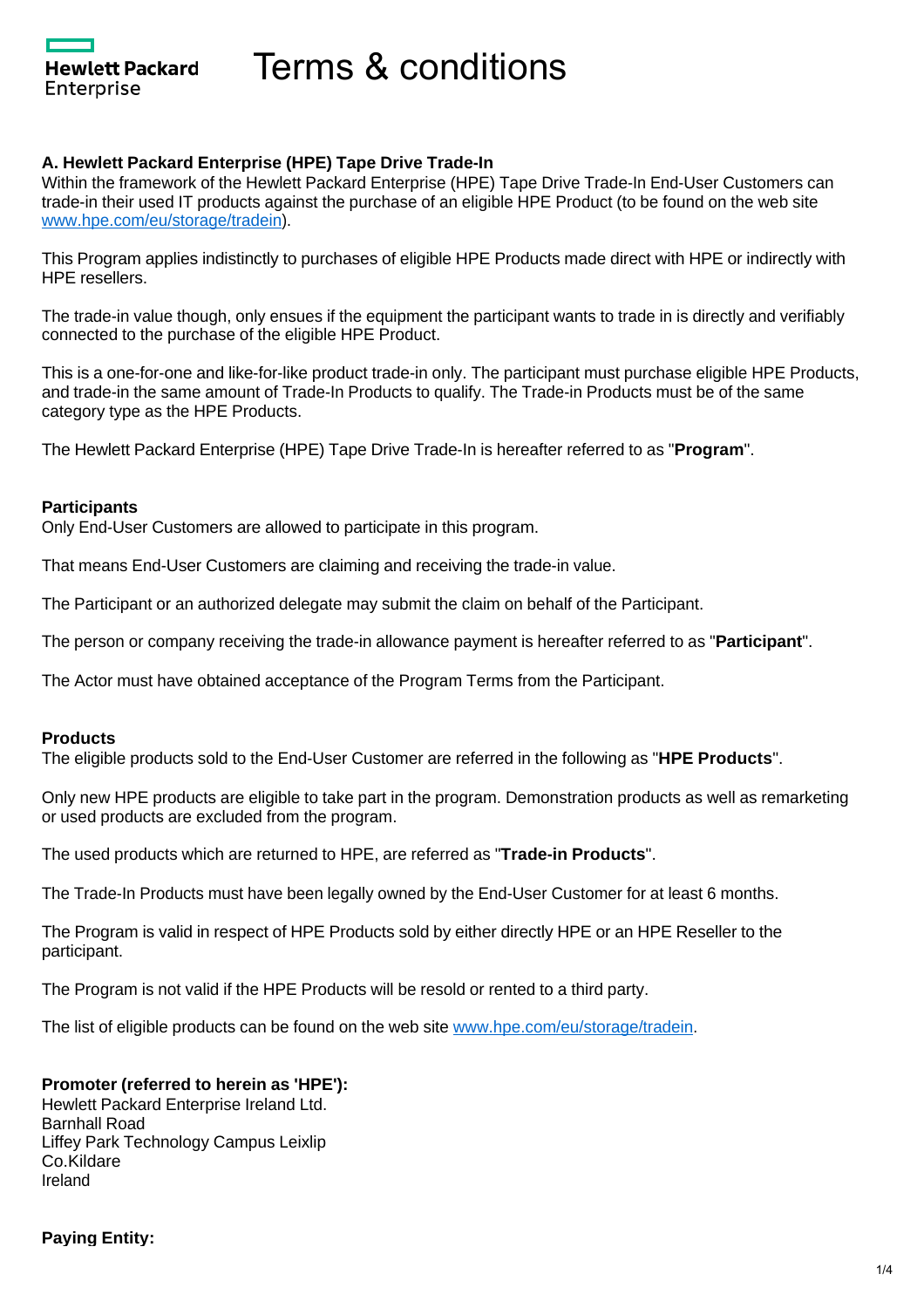# Terms & conditions

### A. Hewlett Packard Enterprise (HPE) Tape Drive Trade-In

Within the framework of the Hewlett Packard Enterprise (HPE) Tape Drive Trade-In End-User Customers can trade-in their used IT products against the purchase of an eligible HPE Product (to be found on the web site [www.hpe.com/eu/storage/tradein](http://www.hpe.com/eu/storage/tradein)).

This Program applies indistinctly to purchases of eligible HPE Products made direct with HPE or indirectly with HPE resellers.

The trade-in value though, only ensues if the equipment the participant wants to trade in is directly and verifiably connected to the purchase of the eligible HPE Product.

This is a one-for-one and like-for-like product trade-in only. The participant must purchase eligible HPE Products, and trade-in the same amount of Trade-In Products to qualify. The Trade-in Products must be of the same category type as the HPE Products.

The Hewlett Packard Enterprise (HPE) Tape Drive Trade-In is hereafter referred to as "**Program**".

### Participants

Only End-User Customers are allowed to participate in this program.

That means End-User Customers are claiming and receiving the trade-in value.

The Participant or an authorized delegate may submit the claim on behalf of the Participant.

The person or company receiving the trade-in allowance payment is hereafter referred to as "**Participant**".

The Actor must have obtained acceptance of the Program Terms from the Participant.

### Products

The eligible products sold to the End-User Customer are referred in the following as "**HPE Products**".

Only new HPE products are eligible to take part in the program. Demonstration products as well as remarketing or used products are excluded from the program.

The used products which are returned to HPE, are referred as "**Trade-in Products**".

The Trade-In Products must have been legally owned by the End-User Customer for at least 6 months.

The Program is valid in respect of HPE Products sold by either directly HPE or an HPE Reseller to the participant.

The Program is not valid if the HPE Products will be resold or rented to a third party.

The list of eligible products can be found on the web site [www.hpe.com/eu/storage/tradein](http://www.hpe.com/eu/storage/tradein).

### Promoter (referred to herein as 'HPE'):

Hewlett Packard Enterprise Ireland Ltd.
Barnhall Road
Liffey Park Technology Campus Leixlip
Co.Kildare
Ireland

### Paying Entity: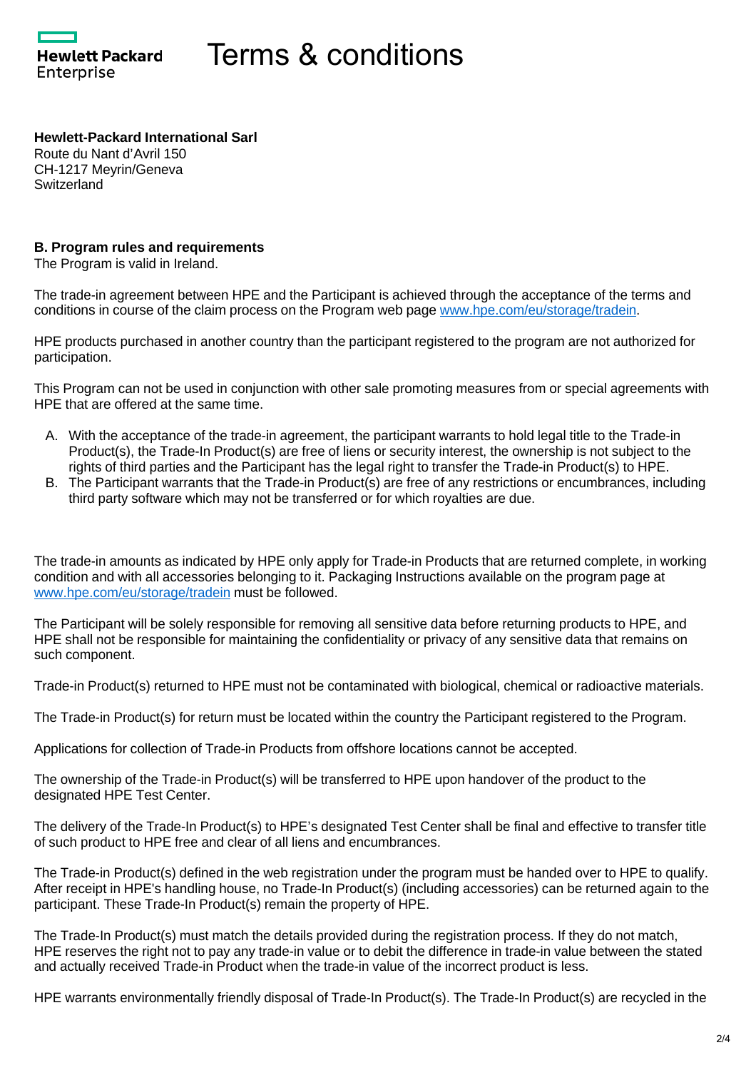# Terms & conditions

**Hewlett-Packard International Sarl**
Route du Nant d'Avril 150
CH-1217 Meyrin/Geneva
Switzerland

**B. Program rules and requirements**

The Program is valid in Ireland.

The trade-in agreement between HPE and the Participant is achieved through the acceptance of the terms and conditions in course of the claim process on the Program web page www.hpe.com/eu/storage/tradein.

HPE products purchased in another country than the participant registered to the program are not authorized for participation.

This Program can not be used in conjunction with other sale promoting measures from or special agreements with HPE that are offered at the same time.

A. With the acceptance of the trade-in agreement, the participant warrants to hold legal title to the Trade-in Product(s), the Trade-In Product(s) are free of liens or security interest, the ownership is not subject to the rights of third parties and the Participant has the legal right to transfer the Trade-in Product(s) to HPE.
B. The Participant warrants that the Trade-in Product(s) are free of any restrictions or encumbrances, including third party software which may not be transferred or for which royalties are due.

The trade-in amounts as indicated by HPE only apply for Trade-in Products that are returned complete, in working condition and with all accessories belonging to it. Packaging Instructions available on the program page at www.hpe.com/eu/storage/tradein must be followed.

The Participant will be solely responsible for removing all sensitive data before returning products to HPE, and HPE shall not be responsible for maintaining the confidentiality or privacy of any sensitive data that remains on such component.

Trade-in Product(s) returned to HPE must not be contaminated with biological, chemical or radioactive materials.

The Trade-in Product(s) for return must be located within the country the Participant registered to the Program.

Applications for collection of Trade-in Products from offshore locations cannot be accepted.

The ownership of the Trade-in Product(s) will be transferred to HPE upon handover of the product to the designated HPE Test Center.

The delivery of the Trade-In Product(s) to HPE's designated Test Center shall be final and effective to transfer title of such product to HPE free and clear of all liens and encumbrances.

The Trade-in Product(s) defined in the web registration under the program must be handed over to HPE to qualify. After receipt in HPE's handling house, no Trade-In Product(s) (including accessories) can be returned again to the participant. These Trade-In Product(s) remain the property of HPE.

The Trade-In Product(s) must match the details provided during the registration process. If they do not match, HPE reserves the right not to pay any trade-in value or to debit the difference in trade-in value between the stated and actually received Trade-in Product when the trade-in value of the incorrect product is less.

HPE warrants environmentally friendly disposal of Trade-In Product(s). The Trade-In Product(s) are recycled in the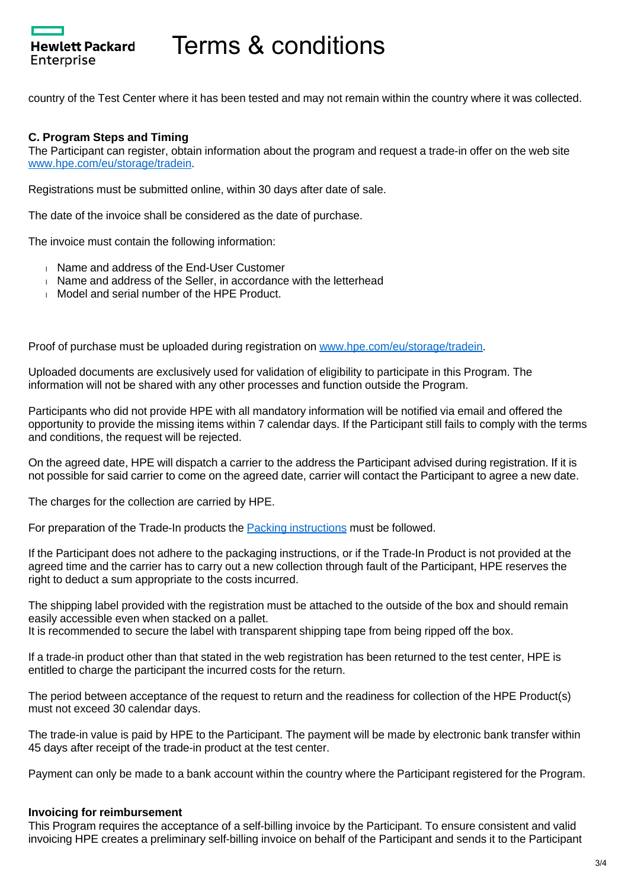country of the Test Center where it has been tested and may not remain within the country where it was collected.

**C. Program Steps and Timing**
The Participant can register, obtain information about the program and request a trade-in offer on the web site [www.hpe.com/eu/storage/tradein](www.hpe.com/eu/storage/tradein).

Registrations must be submitted online, within 30 days after date of sale.

The date of the invoice shall be considered as the date of purchase.

The invoice must contain the following information:

- Name and address of the End-User Customer
- Name and address of the Seller, in accordance with the letterhead
- Model and serial number of the HPE Product.

Proof of purchase must be uploaded during registration on [www.hpe.com/eu/storage/tradein](www.hpe.com/eu/storage/tradein).

Uploaded documents are exclusively used for validation of eligibility to participate in this Program. The information will not be shared with any other processes and function outside the Program.

Participants who did not provide HPE with all mandatory information will be notified via email and offered the opportunity to provide the missing items within 7 calendar days. If the Participant still fails to comply with the terms and conditions, the request will be rejected.

On the agreed date, HPE will dispatch a carrier to the address the Participant advised during registration. If it is not possible for said carrier to come on the agreed date, carrier will contact the Participant to agree a new date.

The charges for the collection are carried by HPE.

For preparation of the Trade-In products the Packing instructions must be followed.

If the Participant does not adhere to the packaging instructions, or if the Trade-In Product is not provided at the agreed time and the carrier has to carry out a new collection through fault of the Participant, HPE reserves the right to deduct a sum appropriate to the costs incurred.

The shipping label provided with the registration must be attached to the outside of the box and should remain easily accessible even when stacked on a pallet.
It is recommended to secure the label with transparent shipping tape from being ripped off the box.

If a trade-in product other than that stated in the web registration has been returned to the test center, HPE is entitled to charge the participant the incurred costs for the return.

The period between acceptance of the request to return and the readiness for collection of the HPE Product(s) must not exceed 30 calendar days.

The trade-in value is paid by HPE to the Participant. The payment will be made by electronic bank transfer within 45 days after receipt of the trade-in product at the test center.

Payment can only be made to a bank account within the country where the Participant registered for the Program.

**Invoicing for reimbursement**
This Program requires the acceptance of a self-billing invoice by the Participant. To ensure consistent and valid invoicing HPE creates a preliminary self-billing invoice on behalf of the Participant and sends it to the Participant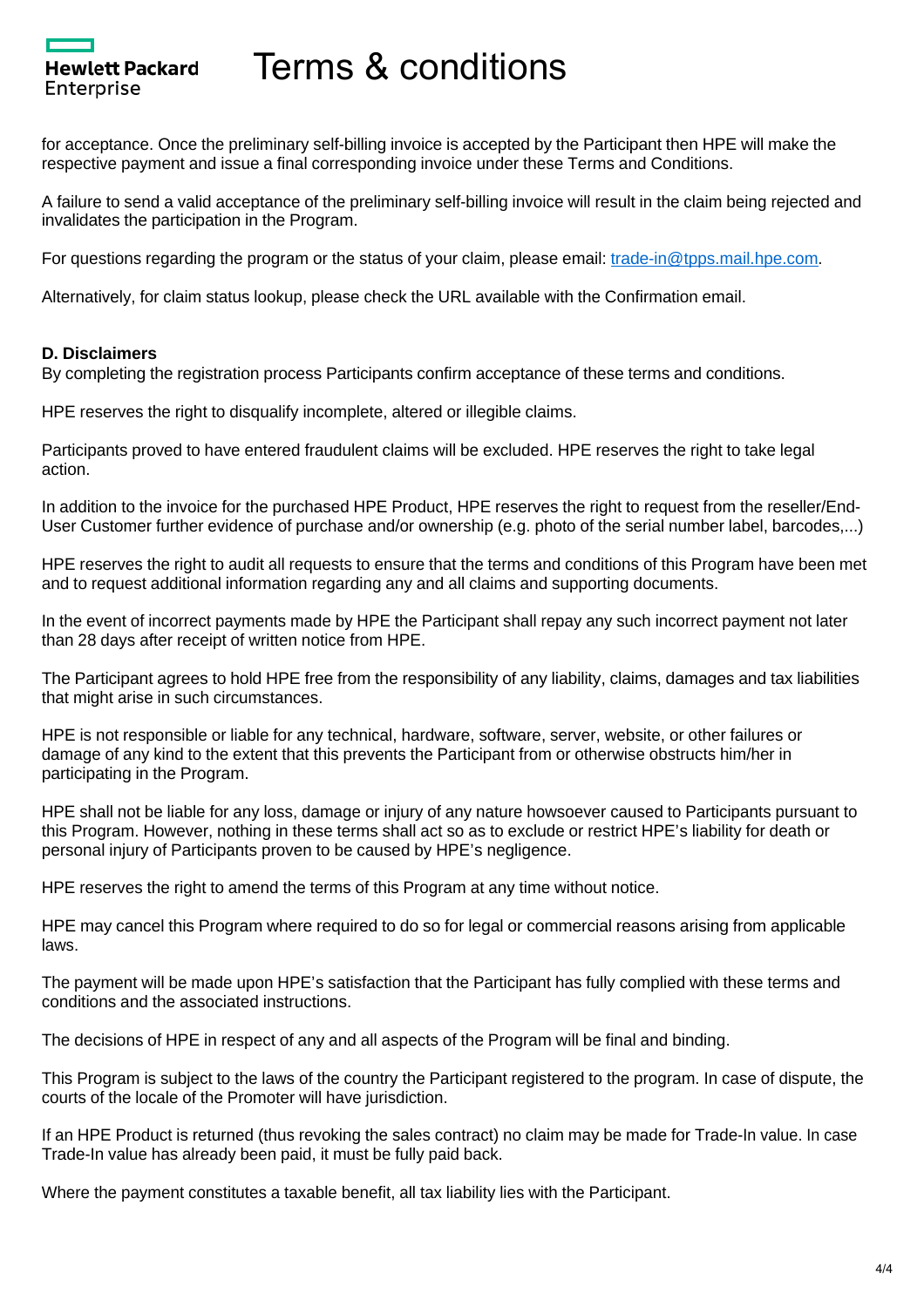for acceptance. Once the preliminary self-billing invoice is accepted by the Participant then HPE will make the respective payment and issue a final corresponding invoice under these Terms and Conditions.

A failure to send a valid acceptance of the preliminary self-billing invoice will result in the claim being rejected and invalidates the participation in the Program.

For questions regarding the program or the status of your claim, please email: [trade-in@tpps.mail.hpe.com](mailto:trade-in@tpps.mail.hpe.com).

Alternatively, for claim status lookup, please check the URL available with the Confirmation email.

**D. Disclaimers**

By completing the registration process Participants confirm acceptance of these terms and conditions.

HPE reserves the right to disqualify incomplete, altered or illegible claims.

Participants proved to have entered fraudulent claims will be excluded. HPE reserves the right to take legal action.

In addition to the invoice for the purchased HPE Product, HPE reserves the right to request from the reseller/End-User Customer further evidence of purchase and/or ownership (e.g. photo of the serial number label, barcodes,...)

HPE reserves the right to audit all requests to ensure that the terms and conditions of this Program have been met and to request additional information regarding any and all claims and supporting documents.

In the event of incorrect payments made by HPE the Participant shall repay any such incorrect payment not later than 28 days after receipt of written notice from HPE.

The Participant agrees to hold HPE free from the responsibility of any liability, claims, damages and tax liabilities that might arise in such circumstances.

HPE is not responsible or liable for any technical, hardware, software, server, website, or other failures or damage of any kind to the extent that this prevents the Participant from or otherwise obstructs him/her in participating in the Program.

HPE shall not be liable for any loss, damage or injury of any nature howsoever caused to Participants pursuant to this Program. However, nothing in these terms shall act so as to exclude or restrict HPE's liability for death or personal injury of Participants proven to be caused by HPE's negligence.

HPE reserves the right to amend the terms of this Program at any time without notice.

HPE may cancel this Program where required to do so for legal or commercial reasons arising from applicable laws.

The payment will be made upon HPE's satisfaction that the Participant has fully complied with these terms and conditions and the associated instructions.

The decisions of HPE in respect of any and all aspects of the Program will be final and binding.

This Program is subject to the laws of the country the Participant registered to the program. In case of dispute, the courts of the locale of the Promoter will have jurisdiction.

If an HPE Product is returned (thus revoking the sales contract) no claim may be made for Trade-In value. In case Trade-In value has already been paid, it must be fully paid back.

Where the payment constitutes a taxable benefit, all tax liability lies with the Participant.